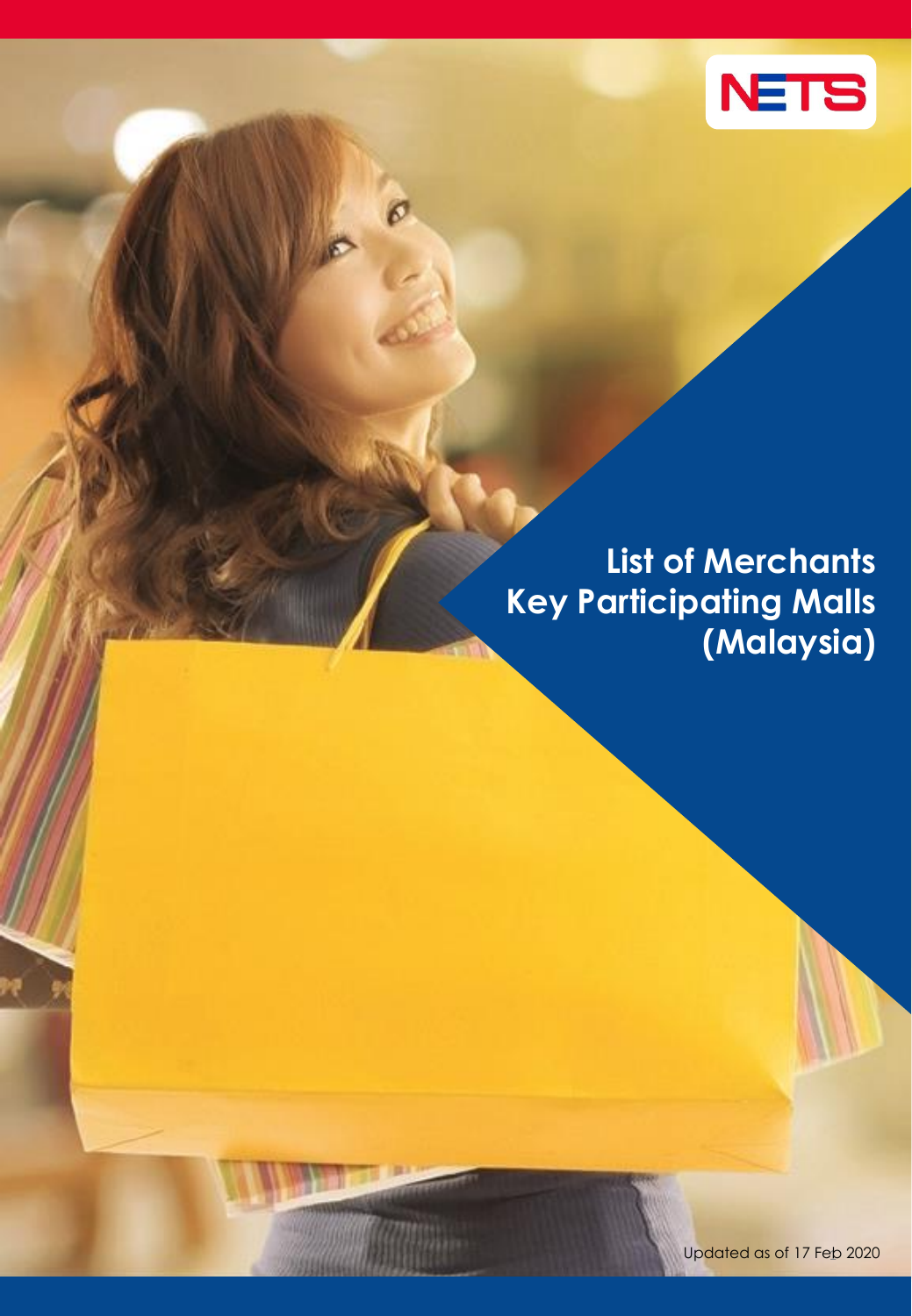NETS

# List of Merchants Key Participating Malls (Malaysia)

Updated as of 17 Feb 2020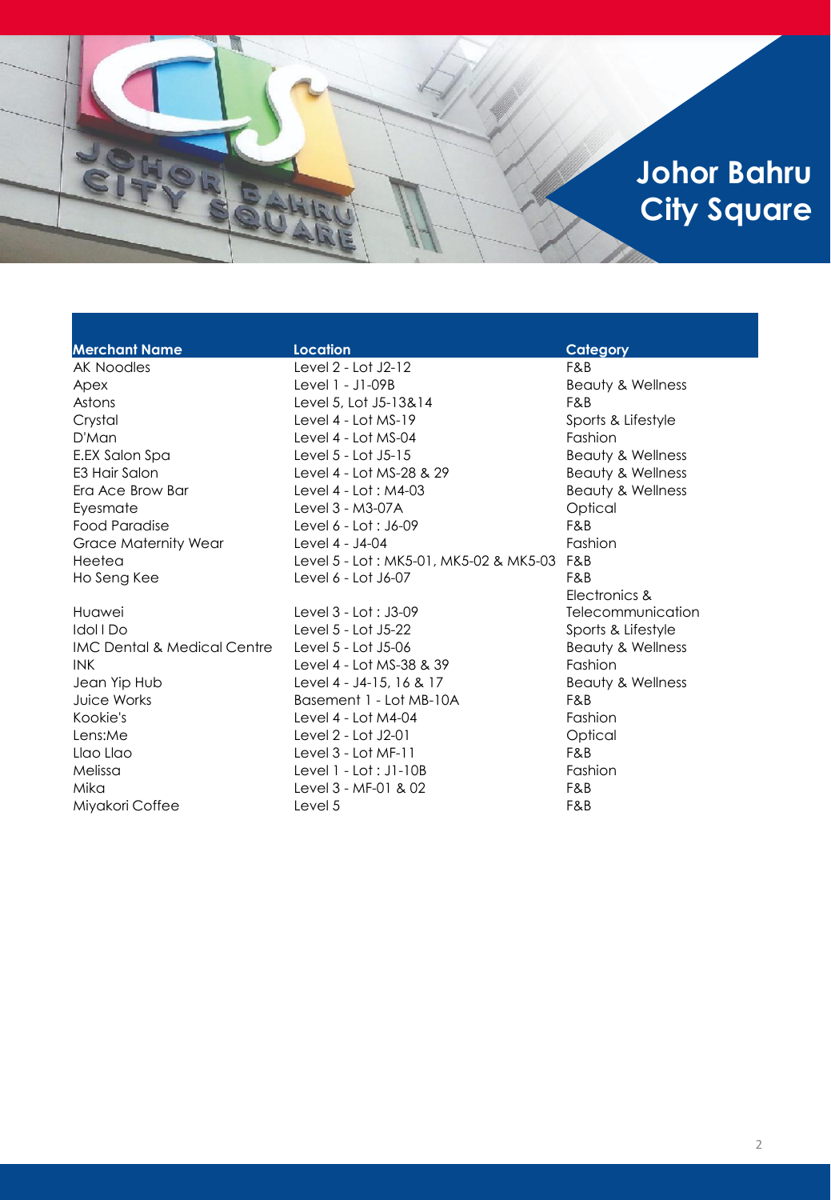# Johor Bahru City Square

| Merchant Name | Location | Category |
|---|---|---|
| AK Noodles | Level 2 - Lot J2-12 | F&B |
| Apex | Level 1 - J1-09B | Beauty & Wellness |
| Astons | Level 5, Lot J5-13&14 | F&B |
| Crystal | Level 4 - Lot MS-19 | Sports & Lifestyle |
| D'Man | Level 4 - Lot MS-04 | Fashion |
| E.EX Salon Spa | Level 5 - Lot J5-15 | Beauty & Wellness |
| E3 Hair Salon | Level 4 - Lot MS-28 & 29 | Beauty & Wellness |
| Era Ace Brow Bar | Level 4 - Lot : M4-03 | Beauty & Wellness |
| Eyesmate | Level 3 - M3-07A | Optical |
| Food Paradise | Level 6 - Lot : J6-09 | F&B |
| Grace Maternity Wear | Level 4 - J4-04 | Fashion |
| Heetea | Level 5 - Lot : MK5-01, MK5-02 & MK5-03 | F&B |
| Ho Seng Kee | Level 6 - Lot J6-07 | F&B |
| Huawei | Level 3 - Lot : J3-09 | Electronics & Telecommunication |
| Idol I Do | Level 5 - Lot J5-22 | Sports & Lifestyle |
| IMC Dental & Medical Centre | Level 5 - Lot J5-06 | Beauty & Wellness |
| INK | Level 4 - Lot MS-38 & 39 | Fashion |
| Jean Yip Hub | Level 4 - J4-15, 16 & 17 | Beauty & Wellness |
| Juice Works | Basement 1 - Lot MB-10A | F&B |
| Kookie's | Level 4 - Lot M4-04 | Fashion |
| Lens:Me | Level 2 - Lot J2-01 | Optical |
| Llao Llao | Level 3 - Lot MF-11 | F&B |
| Melissa | Level 1 - Lot : J1-10B | Fashion |
| Mika | Level 3 - MF-01 & 02 | F&B |
| Miyakori Coffee | Level 5 | F&B |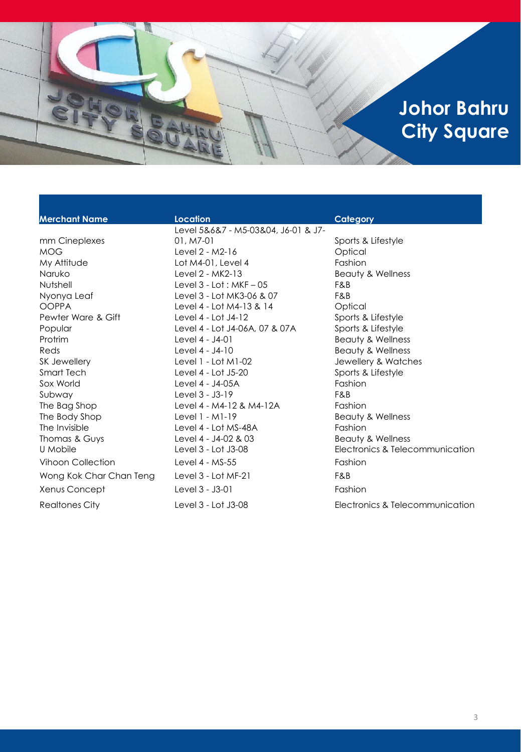# Johor Bahru City Square

| Merchant Name | Location | Category |
| --- | --- | --- |
| mm Cineplexes | Level 5&6&7 - M5-03&04, J6-01 & J7-01, M7-01 | Sports & Lifestyle |
| MOG | Level 2 - M2-16 | Optical |
| My Attitude | Lot M4-01, Level 4 | Fashion |
| Naruko | Level 2 - MK2-13 | Beauty & Wellness |
| Nutshell | Level 3 - Lot : MKF – 05 | F&B |
| Nyonya Leaf | Level 3 - Lot MK3-06 & 07 | F&B |
| OOPPA | Level 4 - Lot M4-13 & 14 | Optical |
| Pewter Ware & Gift | Level 4 - Lot J4-12 | Sports & Lifestyle |
| Popular | Level 4 - Lot J4-06A, 07 & 07A | Sports & Lifestyle |
| Protrim | Level 4 - J4-01 | Beauty & Wellness |
| Reds | Level 4 - J4-10 | Beauty & Wellness |
| SK Jewellery | Level 1 - Lot M1-02 | Jewellery & Watches |
| Smart Tech | Level 4 - Lot J5-20 | Sports & Lifestyle |
| Sox World | Level 4 - J4-05A | Fashion |
| Subway | Level 3 - J3-19 | F&B |
| The Bag Shop | Level 4 - M4-12 & M4-12A | Fashion |
| The Body Shop | Level 1 - M1-19 | Beauty & Wellness |
| The Invisible | Level 4 - Lot MS-48A | Fashion |
| Thomas & Guys | Level 4 - J4-02 & 03 | Beauty & Wellness |
| U Mobile | Level 3 - Lot J3-08 | Electronics & Telecommunication |
| Vihoon Collection | Level 4 - MS-55 | Fashion |
| Wong Kok Char Chan Teng | Level 3 - Lot MF-21 | F&B |
| Xenus Concept | Level 3 - J3-01 | Fashion |
| Realtones City | Level 3 - Lot J3-08 | Electronics & Telecommunication |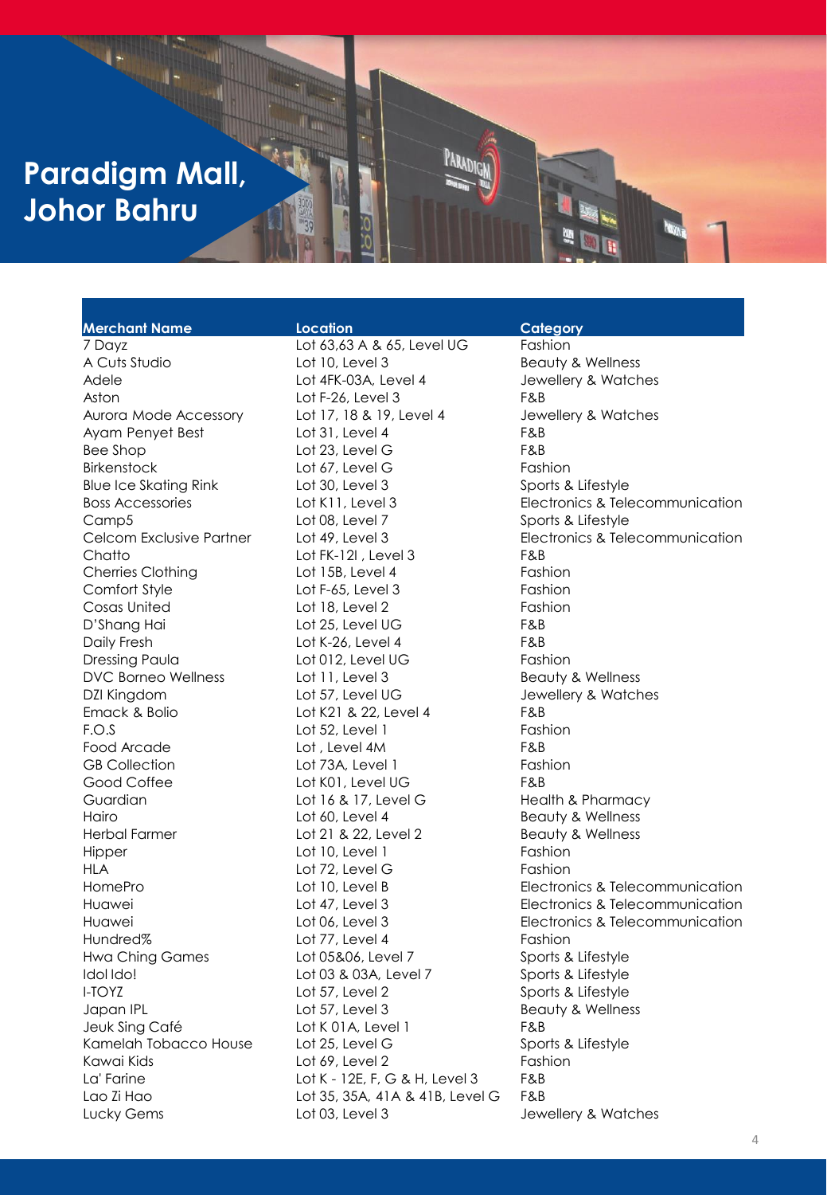# Paradigm Mall, Johor Bahru

| Merchant Name | Location | Category |
|---|---|---|
| 7 Dayz | Lot 63,63 A & 65, Level UG | Fashion |
| A Cuts Studio | Lot 10, Level 3 | Beauty & Wellness |
| Adele | Lot 4FK-03A, Level 4 | Jewellery & Watches |
| Aston | Lot F-26, Level 3 | F&B |
| Aurora Mode Accessory | Lot 17, 18 & 19, Level 4 | Jewellery & Watches |
| Ayam Penyet Best | Lot 31, Level 4 | F&B |
| Bee Shop | Lot 23, Level G | F&B |
| Birkenstock | Lot 67, Level G | Fashion |
| Blue Ice Skating Rink | Lot 30, Level 3 | Sports & Lifestyle |
| Boss Accessories | Lot K11, Level 3 | Electronics & Telecommunication |
| Camp5 | Lot 08, Level 7 | Sports & Lifestyle |
| Celcom Exclusive Partner | Lot 49, Level 3 | Electronics & Telecommunication |
| Chatto | Lot FK-12I , Level 3 | F&B |
| Cherries Clothing | Lot 15B, Level 4 | Fashion |
| Comfort Style | Lot F-65, Level 3 | Fashion |
| Cosas United | Lot 18, Level 2 | Fashion |
| D'Shang Hai | Lot 25, Level UG | F&B |
| Daily Fresh | Lot K-26, Level 4 | F&B |
| Dressing Paula | Lot 012, Level UG | Fashion |
| DVC Borneo Wellness | Lot 11, Level 3 | Beauty & Wellness |
| DZI Kingdom | Lot 57, Level UG | Jewellery & Watches |
| Emack & Bolio | Lot K21 & 22, Level 4 | F&B |
| F.O.S | Lot 52, Level 1 | Fashion |
| Food Arcade | Lot , Level 4M | F&B |
| GB Collection | Lot 73A, Level 1 | Fashion |
| Good Coffee | Lot K01, Level UG | F&B |
| Guardian | Lot 16 & 17, Level G | Health & Pharmacy |
| Hairo | Lot 60, Level 4 | Beauty & Wellness |
| Herbal Farmer | Lot 21 & 22, Level 2 | Beauty & Wellness |
| Hipper | Lot 10, Level 1 | Fashion |
| HLA | Lot 72, Level G | Fashion |
| HomePro | Lot 10, Level B | Electronics & Telecommunication |
| Huawei | Lot 47, Level 3 | Electronics & Telecommunication |
| Huawei | Lot 06, Level 3 | Electronics & Telecommunication |
| Hundred% | Lot 77, Level 4 | Fashion |
| Hwa Ching Games | Lot 05&06, Level 7 | Sports & Lifestyle |
| Idol Ido! | Lot 03 & 03A, Level 7 | Sports & Lifestyle |
| I-TOYZ | Lot 57, Level 2 | Sports & Lifestyle |
| Japan IPL | Lot 57, Level 3 | Beauty & Wellness |
| Jeuk Sing Café | Lot K 01A, Level 1 | F&B |
| Kamelah Tobacco House | Lot 25, Level G | Sports & Lifestyle |
| Kawai Kids | Lot 69, Level 2 | Fashion |
| La' Farine | Lot K - 12E, F, G & H, Level 3 | F&B |
| Lao Zi Hao | Lot 35, 35A, 41A & 41B, Level G | F&B |
| Lucky Gems | Lot 03, Level 3 | Jewellery & Watches |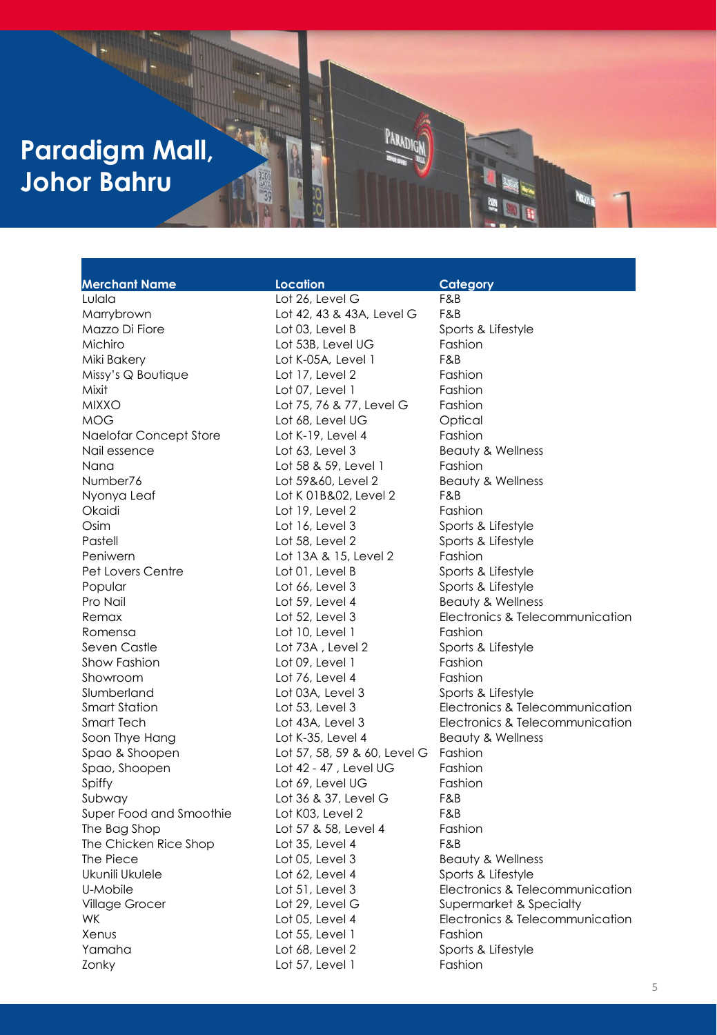# Paradigm Mall, Johor Bahru

| Merchant Name | Location | Category |
|---|---|---|
| Lulala | Lot 26, Level G | F&B |
| Marrybrown | Lot 42, 43 & 43A, Level G | F&B |
| Mazzo Di Fiore | Lot 03, Level B | Sports & Lifestyle |
| Michiro | Lot 53B, Level UG | Fashion |
| Miki Bakery | Lot K-05A, Level 1 | F&B |
| Missy's Q Boutique | Lot 17, Level 2 | Fashion |
| Mixit | Lot 07, Level 1 | Fashion |
| MIXXO | Lot 75, 76 & 77, Level G | Fashion |
| MOG | Lot 68, Level UG | Optical |
| Naelofar Concept Store | Lot K-19, Level 4 | Fashion |
| Nail essence | Lot 63, Level 3 | Beauty & Wellness |
| Nana | Lot 58 & 59, Level 1 | Fashion |
| Number76 | Lot 59&60, Level 2 | Beauty & Wellness |
| Nyonya Leaf | Lot K 01B&02, Level 2 | F&B |
| Okaidi | Lot 19, Level 2 | Fashion |
| Osim | Lot 16, Level 3 | Sports & Lifestyle |
| Pastell | Lot 58, Level 2 | Sports & Lifestyle |
| Peniwern | Lot 13A & 15, Level 2 | Fashion |
| Pet Lovers Centre | Lot 01, Level B | Sports & Lifestyle |
| Popular | Lot 66, Level 3 | Sports & Lifestyle |
| Pro Nail | Lot 59, Level 4 | Beauty & Wellness |
| Remax | Lot 52, Level 3 | Electronics & Telecommunication |
| Romensa | Lot 10, Level 1 | Fashion |
| Seven Castle | Lot 73A , Level 2 | Sports & Lifestyle |
| Show Fashion | Lot 09, Level 1 | Fashion |
| Showroom | Lot 76, Level 4 | Fashion |
| Slumberland | Lot 03A, Level 3 | Sports & Lifestyle |
| Smart Station | Lot 53, Level 3 | Electronics & Telecommunication |
| Smart Tech | Lot 43A, Level 3 | Electronics & Telecommunication |
| Soon Thye Hang | Lot K-35, Level 4 | Beauty & Wellness |
| Spao & Shoopen | Lot 57, 58, 59 & 60, Level G | Fashion |
| Spao, Shoopen | Lot 42 - 47 , Level UG | Fashion |
| Spiffy | Lot 69, Level UG | Fashion |
| Subway | Lot 36 & 37, Level G | F&B |
| Super Food and Smoothie | Lot K03, Level 2 | F&B |
| The Bag Shop | Lot 57 & 58, Level 4 | Fashion |
| The Chicken Rice Shop | Lot 35, Level 4 | F&B |
| The Piece | Lot 05, Level 3 | Beauty & Wellness |
| Ukunili Ukulele | Lot 62, Level 4 | Sports & Lifestyle |
| U-Mobile | Lot 51, Level 3 | Electronics & Telecommunication |
| Village Grocer | Lot 29, Level G | Supermarket & Specialty |
| WK | Lot 05, Level 4 | Electronics & Telecommunication |
| Xenus | Lot 55, Level 1 | Fashion |
| Yamaha | Lot 68, Level 2 | Sports & Lifestyle |
| Zonky | Lot 57, Level 1 | Fashion |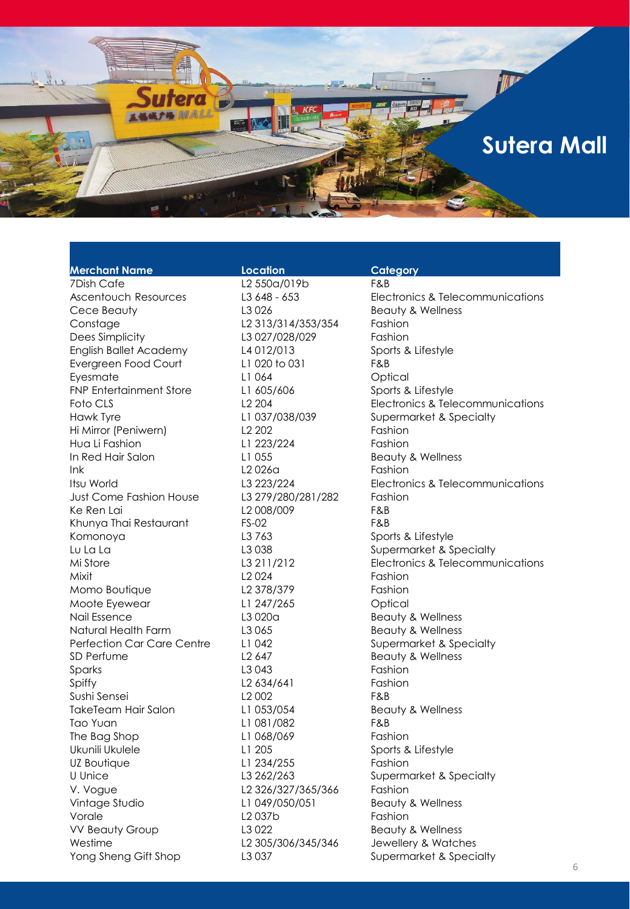# Sutera Mall

| Merchant Name | Location | Category |
|---|---|---|
| 7Dish Cafe | L2 550a/019b | F&B |
| Ascentouch Resources | L3 648 - 653 | Electronics & Telecommunications |
| Cece Beauty | L3 026 | Beauty & Wellness |
| Constage | L2 313/314/353/354 | Fashion |
| Dees Simplicity | L3 027/028/029 | Fashion |
| English Ballet Academy | L4 012/013 | Sports & Lifestyle |
| Evergreen Food Court | L1 020 to 031 | F&B |
| Eyesmate | L1 064 | Optical |
| FNP Entertainment Store | L1 605/606 | Sports & Lifestyle |
| Foto CLS | L2 204 | Electronics & Telecommunications |
| Hawk Tyre | L1 037/038/039 | Supermarket & Specialty |
| Hi Mirror (Peniwern) | L2 202 | Fashion |
| Hua Li Fashion | L1 223/224 | Fashion |
| In Red Hair Salon | L1 055 | Beauty & Wellness |
| Ink | L2 026a | Fashion |
| Itsu World | L3 223/224 | Electronics & Telecommunications |
| Just Come Fashion House | L3 279/280/281/282 | Fashion |
| Ke Ren Lai | L2 008/009 | F&B |
| Khunya Thai Restaurant | FS-02 | F&B |
| Komonoya | L3 763 | Sports & Lifestyle |
| Lu La La | L3 038 | Supermarket & Specialty |
| Mi Store | L3 211/212 | Electronics & Telecommunications |
| Mixit | L2 024 | Fashion |
| Momo Boutique | L2 378/379 | Fashion |
| Moote Eyewear | L1 247/265 | Optical |
| Nail Essence | L3 020a | Beauty & Wellness |
| Natural Health Farm | L3 065 | Beauty & Wellness |
| Perfection Car Care Centre | L1 042 | Supermarket & Specialty |
| SD Perfume | L2 647 | Beauty & Wellness |
| Sparks | L3 043 | Fashion |
| Spiffy | L2 634/641 | Fashion |
| Sushi Sensei | L2 002 | F&B |
| TakeTeam Hair Salon | L1 053/054 | Beauty & Wellness |
| Tao Yuan | L1 081/082 | F&B |
| The Bag Shop | L1 068/069 | Fashion |
| Ukunili Ukulele | L1 205 | Sports & Lifestyle |
| UZ Boutique | L1 234/255 | Fashion |
| U Unice | L3 262/263 | Supermarket & Specialty |
| V. Vogue | L2 326/327/365/366 | Fashion |
| Vintage Studio | L1 049/050/051 | Beauty & Wellness |
| Vorale | L2 037b | Fashion |
| VV Beauty Group | L3 022 | Beauty & Wellness |
| Westime | L2 305/306/345/346 | Jewellery & Watches |
| Yong Sheng Gift Shop | L3 037 | Supermarket & Specialty |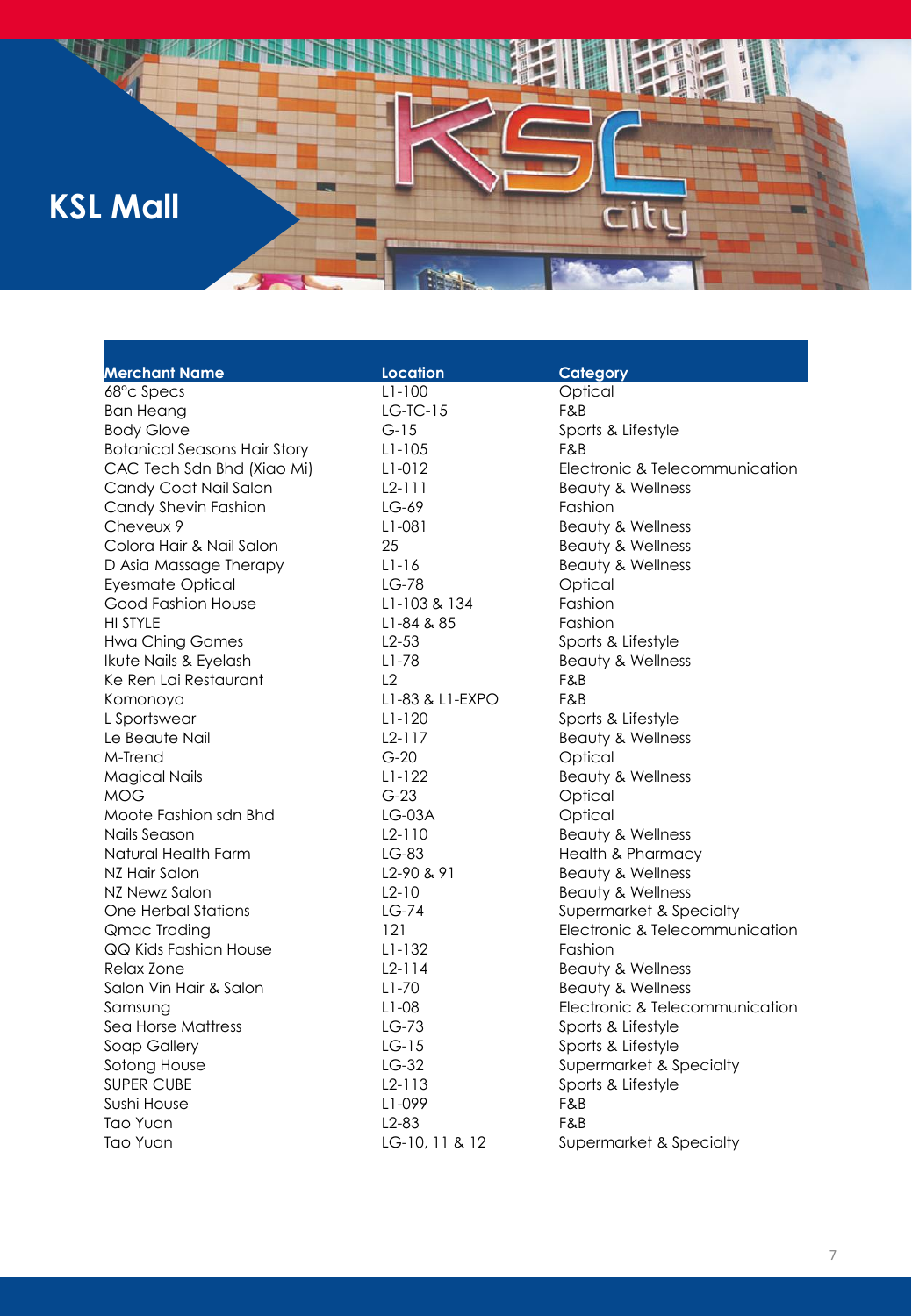# KSL Mall

| Merchant Name | Location | Category |
|---|---|---|
| 68°c Specs | L1-100 | Optical |
| Ban Heang | LG-TC-15 | F&B |
| Body Glove | G-15 | Sports & Lifestyle |
| Botanical Seasons Hair Story | L1-105 | F&B |
| CAC Tech Sdn Bhd (Xiao Mi) | L1-012 | Electronic & Telecommunication |
| Candy Coat Nail Salon | L2-111 | Beauty & Wellness |
| Candy Shevin Fashion | LG-69 | Fashion |
| Cheveux 9 | L1-081 | Beauty & Wellness |
| Colora Hair & Nail Salon | 25 | Beauty & Wellness |
| D Asia Massage Therapy | L1-16 | Beauty & Wellness |
| Eyesmate Optical | LG-78 | Optical |
| Good Fashion House | L1-103 & 134 | Fashion |
| HI STYLE | L1-84 & 85 | Fashion |
| Hwa Ching Games | L2-53 | Sports & Lifestyle |
| Ikute Nails & Eyelash | L1-78 | Beauty & Wellness |
| Ke Ren Lai Restaurant | L2 | F&B |
| Komonoya | L1-83 & L1-EXPO | F&B |
| L Sportswear | L1-120 | Sports & Lifestyle |
| Le Beaute Nail | L2-117 | Beauty & Wellness |
| M-Trend | G-20 | Optical |
| Magical Nails | L1-122 | Beauty & Wellness |
| MOG | G-23 | Optical |
| Moote Fashion sdn Bhd | LG-03A | Optical |
| Nails Season | L2-110 | Beauty & Wellness |
| Natural Health Farm | LG-83 | Health & Pharmacy |
| NZ Hair Salon | L2-90 & 91 | Beauty & Wellness |
| NZ Newz Salon | L2-10 | Beauty & Wellness |
| One Herbal Stations | LG-74 | Supermarket & Specialty |
| Qmac Trading | 121 | Electronic & Telecommunication |
| QQ Kids Fashion House | L1-132 | Fashion |
| Relax Zone | L2-114 | Beauty & Wellness |
| Salon Vin Hair & Salon | L1-70 | Beauty & Wellness |
| Samsung | L1-08 | Electronic & Telecommunication |
| Sea Horse Mattress | LG-73 | Sports & Lifestyle |
| Soap Gallery | LG-15 | Sports & Lifestyle |
| Sotong House | LG-32 | Supermarket & Specialty |
| SUPER CUBE | L2-113 | Sports & Lifestyle |
| Sushi House | L1-099 | F&B |
| Tao Yuan | L2-83 | F&B |
| Tao Yuan | LG-10, 11 & 12 | Supermarket & Specialty |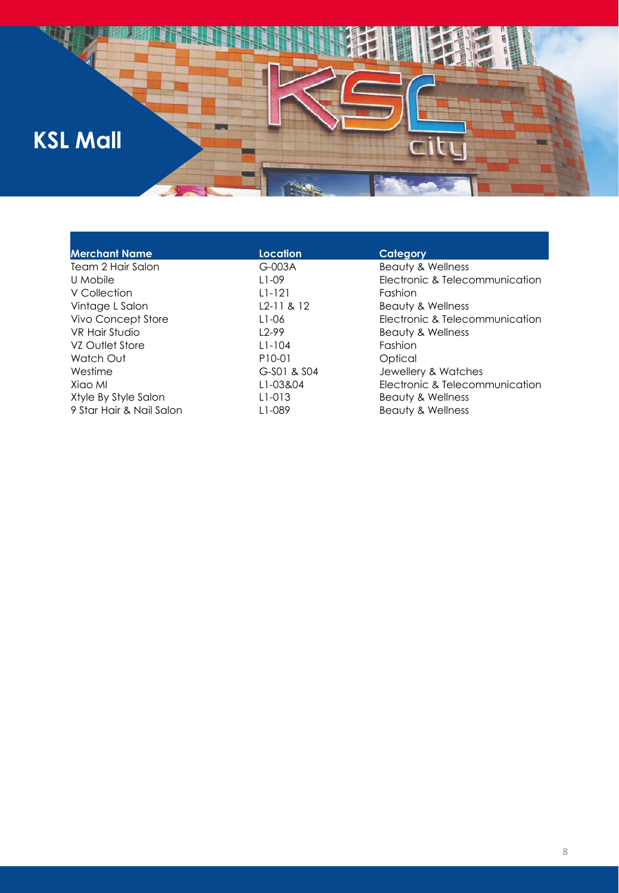# KSL Mall

| Merchant Name | Location | Category |
|---|---|---|
| Team 2 Hair Salon | G-003A | Beauty & Wellness |
| U Mobile | L1-09 | Electronic & Telecommunication |
| V Collection | L1-121 | Fashion |
| Vintage L Salon | L2-11 & 12 | Beauty & Wellness |
| Vivo Concept Store | L1-06 | Electronic & Telecommunication |
| VR Hair Studio | L2-99 | Beauty & Wellness |
| VZ Outlet Store | L1-104 | Fashion |
| Watch Out | P10-01 | Optical |
| Westime | G-S01 & S04 | Jewellery & Watches |
| Xiao MI | L1-03&04 | Electronic & Telecommunication |
| Xtyle By Style Salon | L1-013 | Beauty & Wellness |
| 9 Star Hair & Nail Salon | L1-089 | Beauty & Wellness |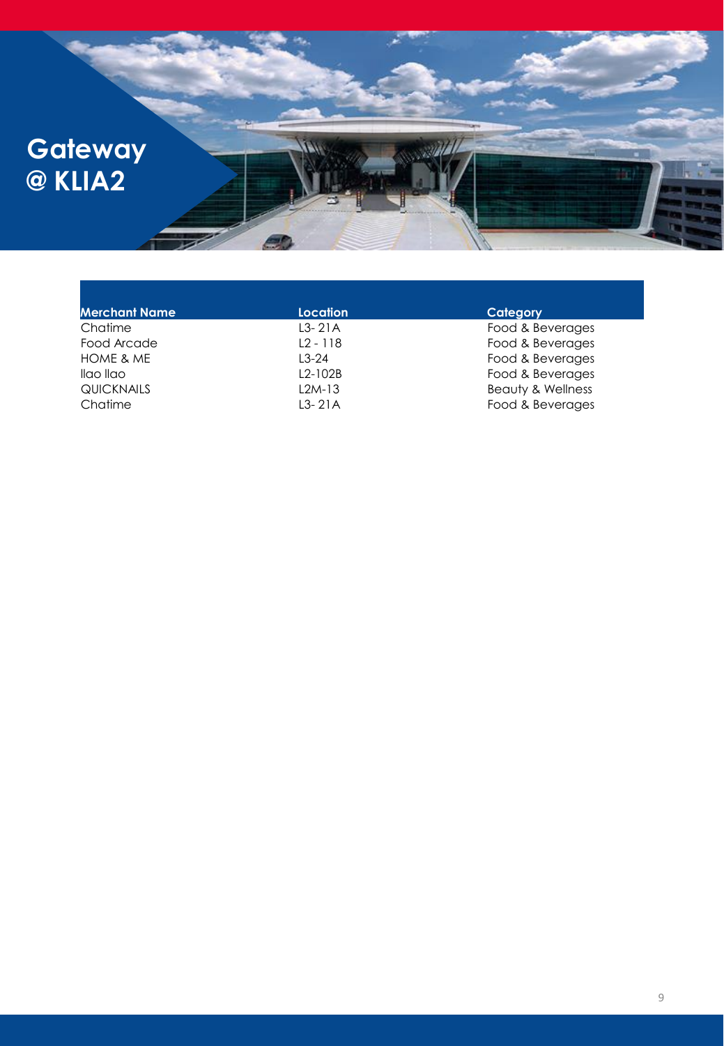# Gateway @ KLIA2

| Merchant Name | Location | Category |
| --- | --- | --- |
| Chatime | L3- 21A | Food & Beverages |
| Food Arcade | L2 - 118 | Food & Beverages |
| HOME & ME | L3-24 | Food & Beverages |
| llao llao | L2-102B | Food & Beverages |
| QUICKNAILS | L2M-13 | Beauty & Wellness |
| Chatime | L3- 21A | Food & Beverages |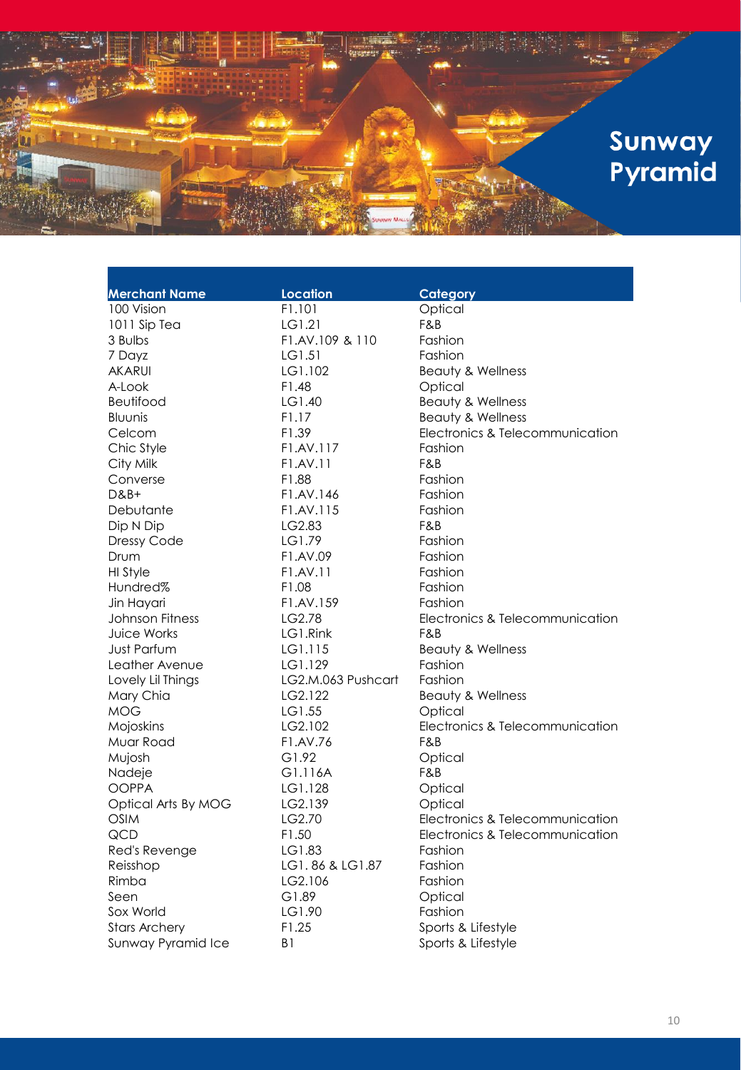# Sunway Pyramid

| Merchant Name | Location | Category |
| --- | --- | --- |
| 100 Vision | F1.101 | Optical |
| 1011 Sip Tea | LG1.21 | F&B |
| 3 Bulbs | F1.AV.109 & 110 | Fashion |
| 7 Dayz | LG1.51 | Fashion |
| AKARUI | LG1.102 | Beauty & Wellness |
| A-Look | F1.48 | Optical |
| Beutifood | LG1.40 | Beauty & Wellness |
| Bluunis | F1.17 | Beauty & Wellness |
| Celcom | F1.39 | Electronics & Telecommunication |
| Chic Style | F1.AV.117 | Fashion |
| City Milk | F1.AV.11 | F&B |
| Converse | F1.88 | Fashion |
| D&B+ | F1.AV.146 | Fashion |
| Debutante | F1.AV.115 | Fashion |
| Dip N Dip | LG2.83 | F&B |
| Dressy Code | LG1.79 | Fashion |
| Drum | F1.AV.09 | Fashion |
| HI Style | F1.AV.11 | Fashion |
| Hundred% | F1.08 | Fashion |
| Jin Hayari | F1.AV.159 | Fashion |
| Johnson Fitness | LG2.78 | Electronics & Telecommunication |
| Juice Works | LG1.Rink | F&B |
| Just Parfum | LG1.115 | Beauty & Wellness |
| Leather Avenue | LG1.129 | Fashion |
| Lovely Lil Things | LG2.M.063 Pushcart | Fashion |
| Mary Chia | LG2.122 | Beauty & Wellness |
| MOG | LG1.55 | Optical |
| Mojoskins | LG2.102 | Electronics & Telecommunication |
| Muar Road | F1.AV.76 | F&B |
| Mujosh | G1.92 | Optical |
| Nadeje | G1.116A | F&B |
| OOPPA | LG1.128 | Optical |
| Optical Arts By MOG | LG2.139 | Optical |
| OSIM | LG2.70 | Electronics & Telecommunication |
| QCD | F1.50 | Electronics & Telecommunication |
| Red's Revenge | LG1.83 | Fashion |
| Reisshop | LG1. 86 & LG1.87 | Fashion |
| Rimba | LG2.106 | Fashion |
| Seen | G1.89 | Optical |
| Sox World | LG1.90 | Fashion |
| Stars Archery | F1.25 | Sports & Lifestyle |
| Sunway Pyramid Ice | B1 | Sports & Lifestyle |